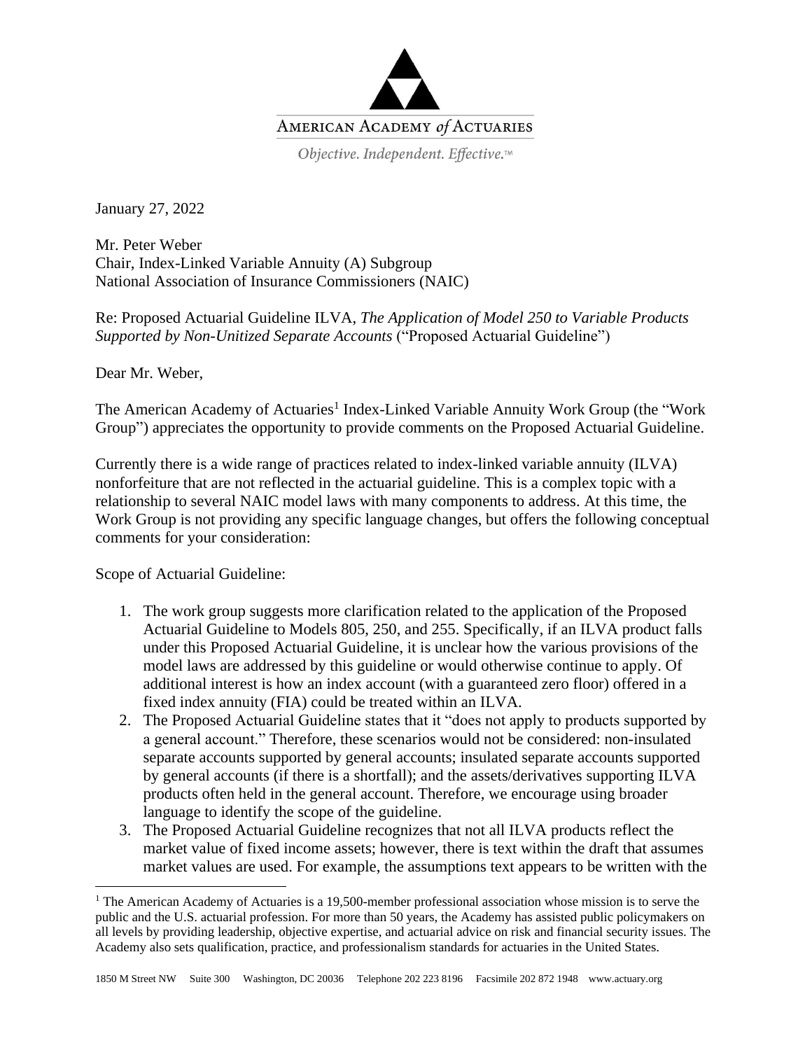AMERICAN ACADEMY *of* ACTUARIES

*Objective. Independent. Effective.*™

January 27, 2022

Mr. Peter Weber
Chair, Index-Linked Variable Annuity (A) Subgroup
National Association of Insurance Commissioners (NAIC)

Re: Proposed Actuarial Guideline ILVA, *The Application of Model 250 to Variable Products Supported by Non-Unitized Separate Accounts* ("Proposed Actuarial Guideline")

Dear Mr. Weber,

The American Academy of Actuaries[1] Index-Linked Variable Annuity Work Group (the "Work Group") appreciates the opportunity to provide comments on the Proposed Actuarial Guideline.

Currently there is a wide range of practices related to index-linked variable annuity (ILVA) nonforfeiture that are not reflected in the actuarial guideline. This is a complex topic with a relationship to several NAIC model laws with many components to address. At this time, the Work Group is not providing any specific language changes, but offers the following conceptual comments for your consideration:

Scope of Actuarial Guideline:

1. The work group suggests more clarification related to the application of the Proposed Actuarial Guideline to Models 805, 250, and 255. Specifically, if an ILVA product falls under this Proposed Actuarial Guideline, it is unclear how the various provisions of the model laws are addressed by this guideline or would otherwise continue to apply. Of additional interest is how an index account (with a guaranteed zero floor) offered in a fixed index annuity (FIA) could be treated within an ILVA.
2. The Proposed Actuarial Guideline states that it "does not apply to products supported by a general account." Therefore, these scenarios would not be considered: non-insulated separate accounts supported by general accounts; insulated separate accounts supported by general accounts (if there is a shortfall); and the assets/derivatives supporting ILVA products often held in the general account. Therefore, we encourage using broader language to identify the scope of the guideline.
3. The Proposed Actuarial Guideline recognizes that not all ILVA products reflect the market value of fixed income assets; however, there is text within the draft that assumes market values are used. For example, the assumptions text appears to be written with the

[1] The American Academy of Actuaries is a 19,500-member professional association whose mission is to serve the public and the U.S. actuarial profession. For more than 50 years, the Academy has assisted public policymakers on all levels by providing leadership, objective expertise, and actuarial advice on risk and financial security issues. The Academy also sets qualification, practice, and professionalism standards for actuaries in the United States.

1850 M Street NW Suite 300 Washington, DC 20036 Telephone 202 223 8196 Facsimile 202 872 1948 www.actuary.org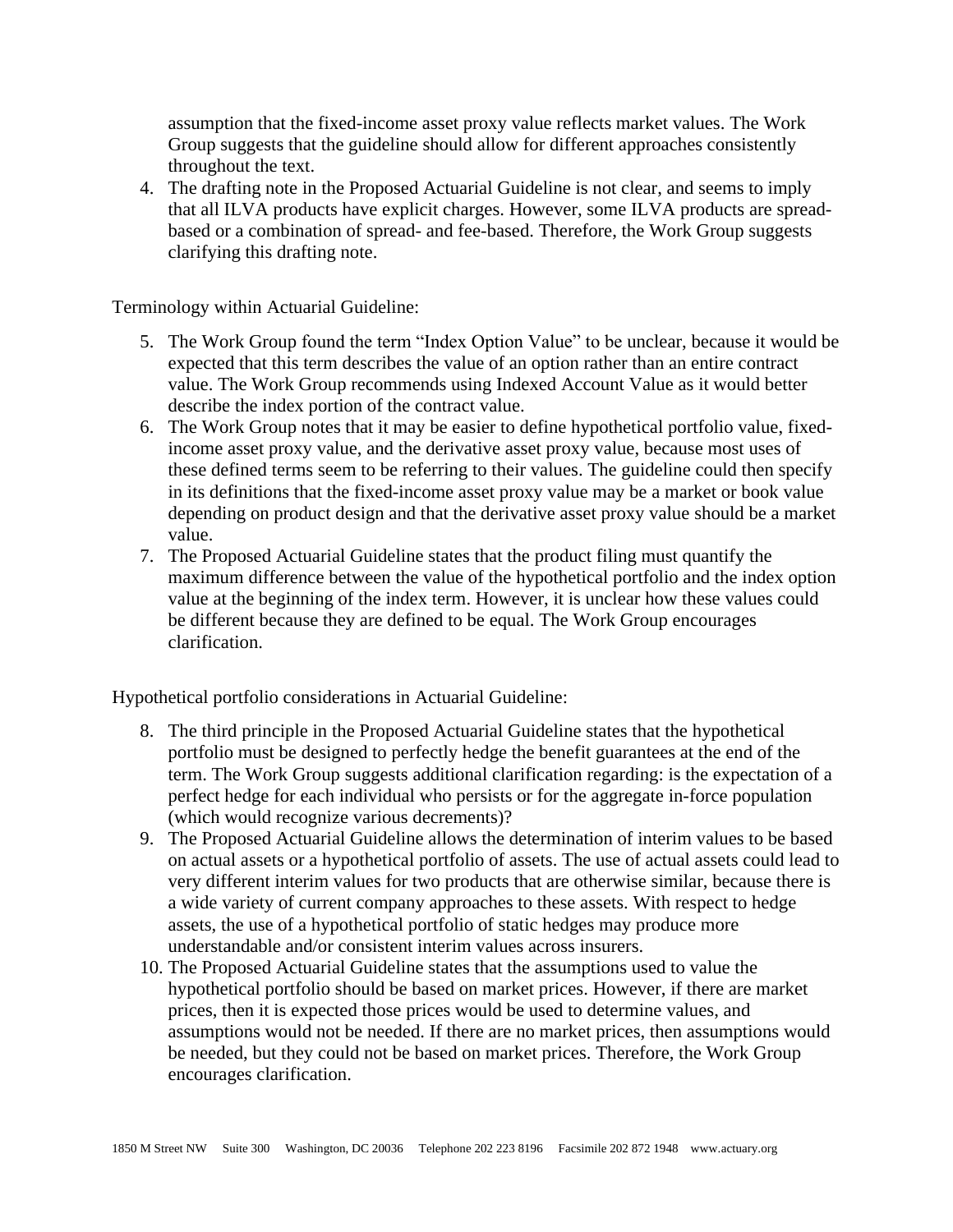assumption that the fixed-income asset proxy value reflects market values. The Work Group suggests that the guideline should allow for different approaches consistently throughout the text.

4. The drafting note in the Proposed Actuarial Guideline is not clear, and seems to imply that all ILVA products have explicit charges. However, some ILVA products are spread-based or a combination of spread- and fee-based. Therefore, the Work Group suggests clarifying this drafting note.

Terminology within Actuarial Guideline:

5. The Work Group found the term "Index Option Value" to be unclear, because it would be expected that this term describes the value of an option rather than an entire contract value. The Work Group recommends using Indexed Account Value as it would better describe the index portion of the contract value.
6. The Work Group notes that it may be easier to define hypothetical portfolio value, fixed-income asset proxy value, and the derivative asset proxy value, because most uses of these defined terms seem to be referring to their values. The guideline could then specify in its definitions that the fixed-income asset proxy value may be a market or book value depending on product design and that the derivative asset proxy value should be a market value.
7. The Proposed Actuarial Guideline states that the product filing must quantify the maximum difference between the value of the hypothetical portfolio and the index option value at the beginning of the index term. However, it is unclear how these values could be different because they are defined to be equal. The Work Group encourages clarification.

Hypothetical portfolio considerations in Actuarial Guideline:

8. The third principle in the Proposed Actuarial Guideline states that the hypothetical portfolio must be designed to perfectly hedge the benefit guarantees at the end of the term. The Work Group suggests additional clarification regarding: is the expectation of a perfect hedge for each individual who persists or for the aggregate in-force population (which would recognize various decrements)?
9. The Proposed Actuarial Guideline allows the determination of interim values to be based on actual assets or a hypothetical portfolio of assets. The use of actual assets could lead to very different interim values for two products that are otherwise similar, because there is a wide variety of current company approaches to these assets. With respect to hedge assets, the use of a hypothetical portfolio of static hedges may produce more understandable and/or consistent interim values across insurers.
10. The Proposed Actuarial Guideline states that the assumptions used to value the hypothetical portfolio should be based on market prices. However, if there are market prices, then it is expected those prices would be used to determine values, and assumptions would not be needed. If there are no market prices, then assumptions would be needed, but they could not be based on market prices. Therefore, the Work Group encourages clarification.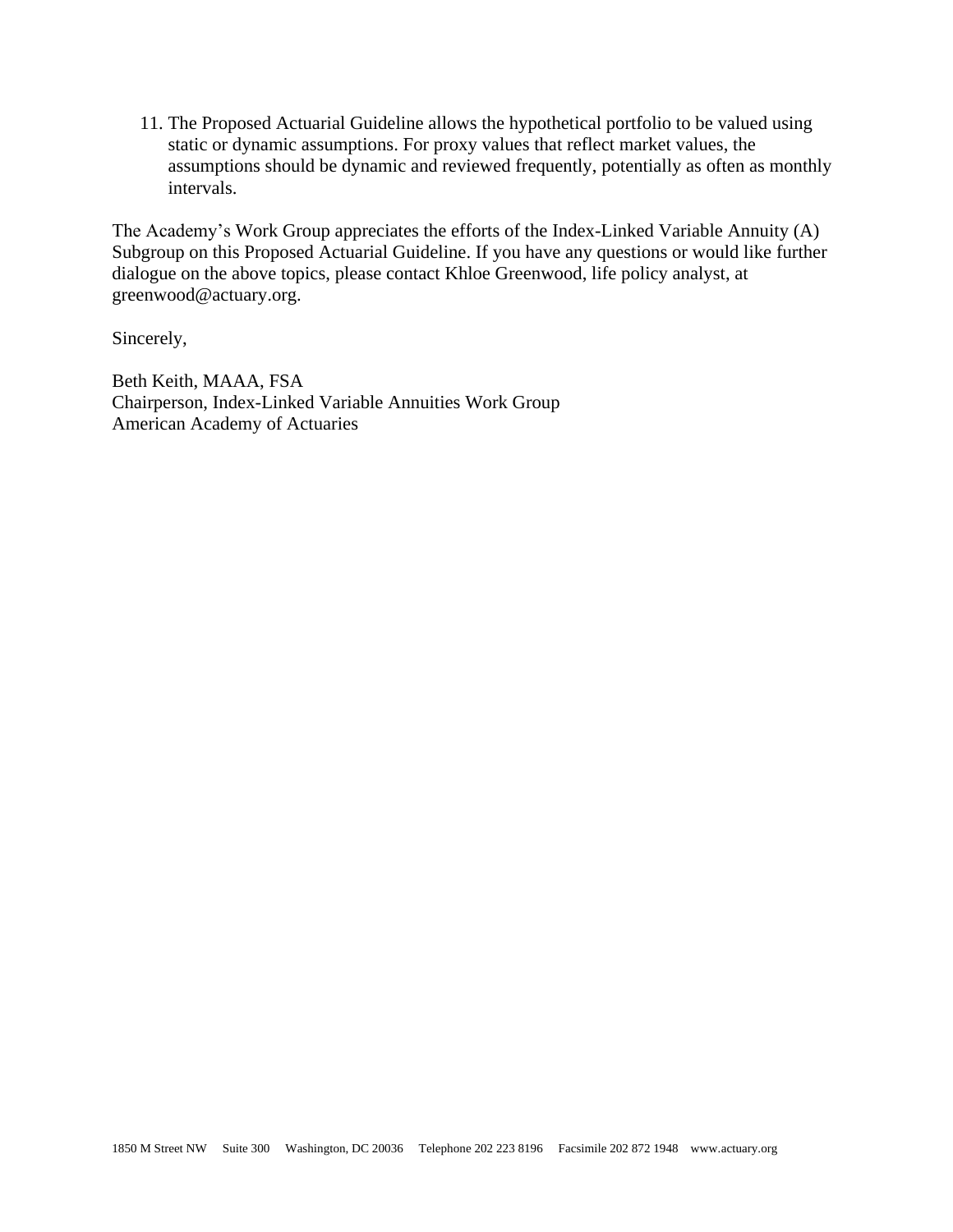11. The Proposed Actuarial Guideline allows the hypothetical portfolio to be valued using static or dynamic assumptions. For proxy values that reflect market values, the assumptions should be dynamic and reviewed frequently, potentially as often as monthly intervals.

The Academy's Work Group appreciates the efforts of the Index-Linked Variable Annuity (A) Subgroup on this Proposed Actuarial Guideline. If you have any questions or would like further dialogue on the above topics, please contact Khloe Greenwood, life policy analyst, at greenwood@actuary.org.

Sincerely,

Beth Keith, MAAA, FSA
Chairperson, Index-Linked Variable Annuities Work Group
American Academy of Actuaries